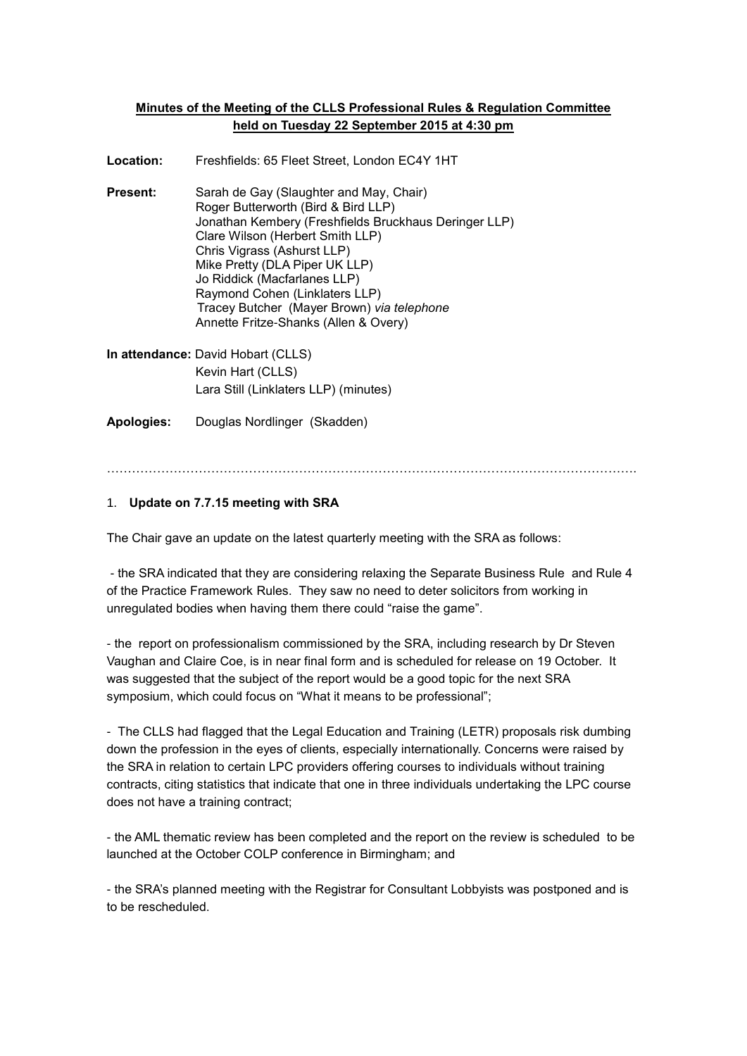**Minutes of the Meeting of the CLLS Professional Rules & Regulation Committee held on Tuesday 22 September 2015 at 4:30 pm**

**Location:** Freshfields: 65 Fleet Street, London EC4Y 1HT

**Present:** Sarah de Gay (Slaughter and May, Chair)
Roger Butterworth (Bird & Bird LLP)
Jonathan Kembery (Freshfields Bruckhaus Deringer LLP)
Clare Wilson (Herbert Smith LLP)
Chris Vigrass (Ashurst LLP)
Mike Pretty (DLA Piper UK LLP)
Jo Riddick (Macfarlanes LLP)
Raymond Cohen (Linklaters LLP)
Tracey Butcher (Mayer Brown) *via telephone*
Annette Fritze-Shanks (Allen & Overy)

**In attendance:** David Hobart (CLLS)
Kevin Hart (CLLS)
Lara Still (Linklaters LLP) (minutes)

**Apologies:** Douglas Nordlinger (Skadden)

…………………………………………………………………………………………………………………

1. **Update on 7.7.15 meeting with SRA**

The Chair gave an update on the latest quarterly meeting with the SRA as follows:

- the SRA indicated that they are considering relaxing the Separate Business Rule and Rule 4 of the Practice Framework Rules. They saw no need to deter solicitors from working in unregulated bodies when having them there could "raise the game".

- the report on professionalism commissioned by the SRA, including research by Dr Steven Vaughan and Claire Coe, is in near final form and is scheduled for release on 19 October. It was suggested that the subject of the report would be a good topic for the next SRA symposium, which could focus on "What it means to be professional";

- The CLLS had flagged that the Legal Education and Training (LETR) proposals risk dumbing down the profession in the eyes of clients, especially internationally. Concerns were raised by the SRA in relation to certain LPC providers offering courses to individuals without training contracts, citing statistics that indicate that one in three individuals undertaking the LPC course does not have a training contract;

- the AML thematic review has been completed and the report on the review is scheduled to be launched at the October COLP conference in Birmingham; and

- the SRA's planned meeting with the Registrar for Consultant Lobbyists was postponed and is to be rescheduled.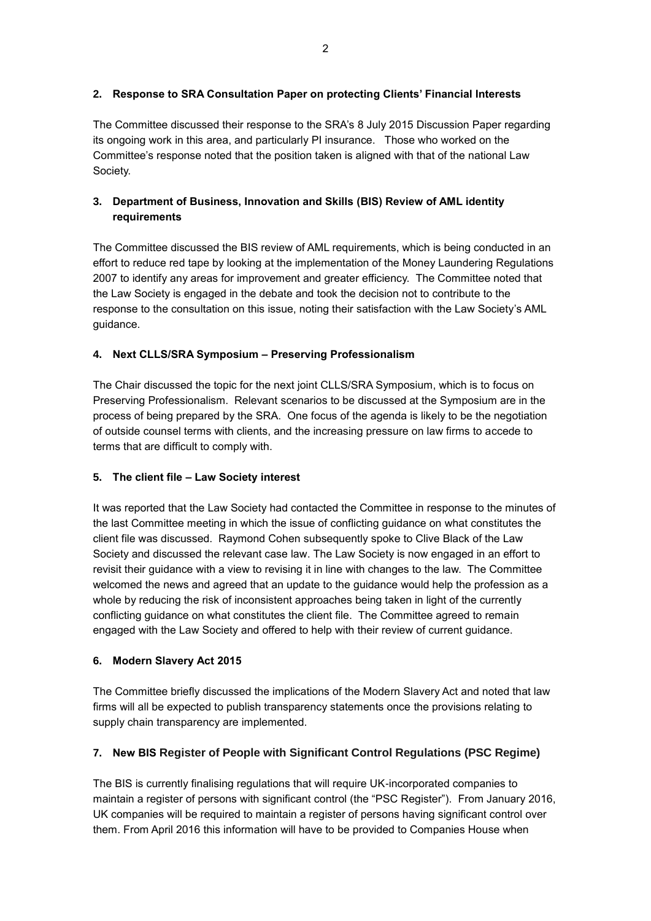## 2. Response to SRA Consultation Paper on protecting Clients' Financial Interests

The Committee discussed their response to the SRA's 8 July 2015 Discussion Paper regarding its ongoing work in this area, and particularly PI insurance. Those who worked on the Committee's response noted that the position taken is aligned with that of the national Law Society.

## 3. Department of Business, Innovation and Skills (BIS) Review of AML identity requirements

The Committee discussed the BIS review of AML requirements, which is being conducted in an effort to reduce red tape by looking at the implementation of the Money Laundering Regulations 2007 to identify any areas for improvement and greater efficiency. The Committee noted that the Law Society is engaged in the debate and took the decision not to contribute to the response to the consultation on this issue, noting their satisfaction with the Law Society's AML guidance.

## 4. Next CLLS/SRA Symposium – Preserving Professionalism

The Chair discussed the topic for the next joint CLLS/SRA Symposium, which is to focus on Preserving Professionalism. Relevant scenarios to be discussed at the Symposium are in the process of being prepared by the SRA. One focus of the agenda is likely to be the negotiation of outside counsel terms with clients, and the increasing pressure on law firms to accede to terms that are difficult to comply with.

## 5. The client file – Law Society interest

It was reported that the Law Society had contacted the Committee in response to the minutes of the last Committee meeting in which the issue of conflicting guidance on what constitutes the client file was discussed. Raymond Cohen subsequently spoke to Clive Black of the Law Society and discussed the relevant case law. The Law Society is now engaged in an effort to revisit their guidance with a view to revising it in line with changes to the law. The Committee welcomed the news and agreed that an update to the guidance would help the profession as a whole by reducing the risk of inconsistent approaches being taken in light of the currently conflicting guidance on what constitutes the client file. The Committee agreed to remain engaged with the Law Society and offered to help with their review of current guidance.

## 6. Modern Slavery Act 2015

The Committee briefly discussed the implications of the Modern Slavery Act and noted that law firms will all be expected to publish transparency statements once the provisions relating to supply chain transparency are implemented.

## 7. New BIS Register of People with Significant Control Regulations (PSC Regime)

The BIS is currently finalising regulations that will require UK-incorporated companies to maintain a register of persons with significant control (the "PSC Register"). From January 2016, UK companies will be required to maintain a register of persons having significant control over them. From April 2016 this information will have to be provided to Companies House when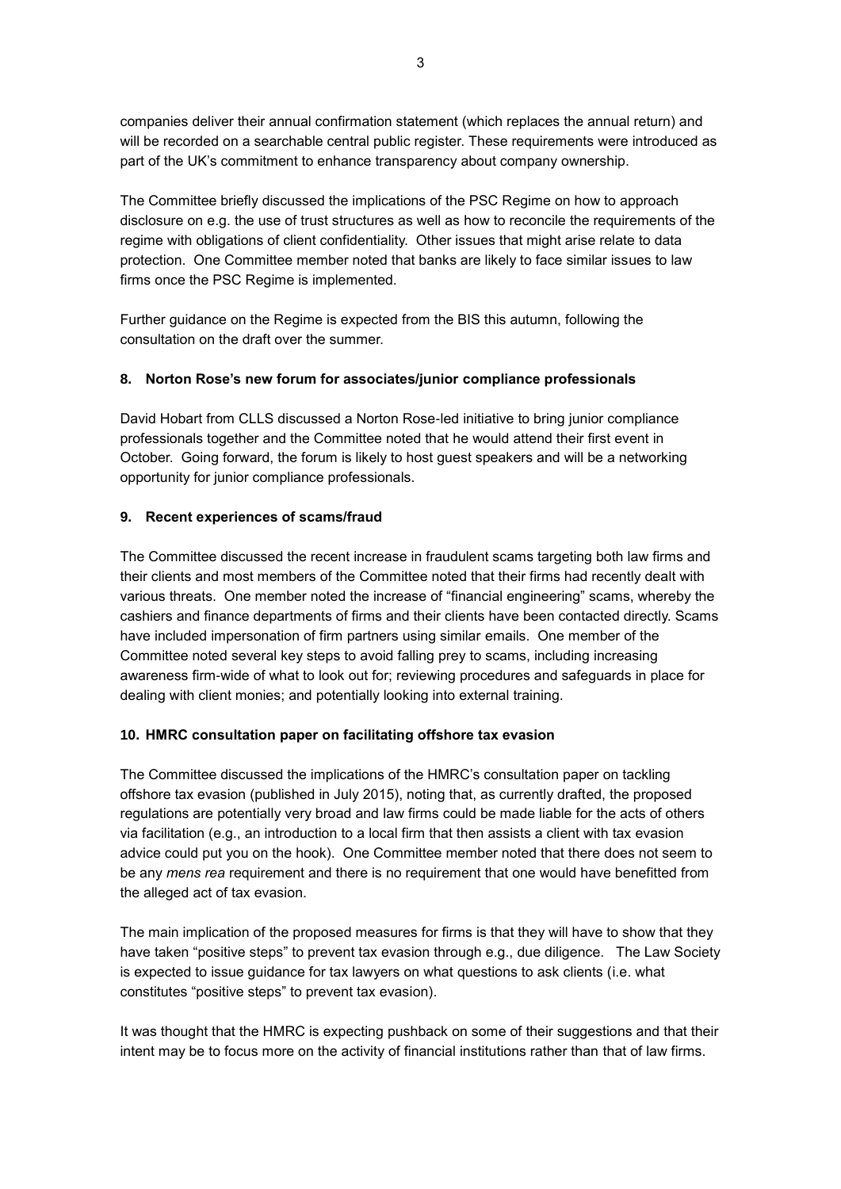companies deliver their annual confirmation statement (which replaces the annual return) and will be recorded on a searchable central public register. These requirements were introduced as part of the UK's commitment to enhance transparency about company ownership.

The Committee briefly discussed the implications of the PSC Regime on how to approach disclosure on e.g. the use of trust structures as well as how to reconcile the requirements of the regime with obligations of client confidentiality. Other issues that might arise relate to data protection. One Committee member noted that banks are likely to face similar issues to law firms once the PSC Regime is implemented.

Further guidance on the Regime is expected from the BIS this autumn, following the consultation on the draft over the summer.

**8. Norton Rose's new forum for associates/junior compliance professionals**

David Hobart from CLLS discussed a Norton Rose-led initiative to bring junior compliance professionals together and the Committee noted that he would attend their first event in October. Going forward, the forum is likely to host guest speakers and will be a networking opportunity for junior compliance professionals.

**9. Recent experiences of scams/fraud**

The Committee discussed the recent increase in fraudulent scams targeting both law firms and their clients and most members of the Committee noted that their firms had recently dealt with various threats. One member noted the increase of "financial engineering" scams, whereby the cashiers and finance departments of firms and their clients have been contacted directly. Scams have included impersonation of firm partners using similar emails. One member of the Committee noted several key steps to avoid falling prey to scams, including increasing awareness firm-wide of what to look out for; reviewing procedures and safeguards in place for dealing with client monies; and potentially looking into external training.

**10. HMRC consultation paper on facilitating offshore tax evasion**

The Committee discussed the implications of the HMRC's consultation paper on tackling offshore tax evasion (published in July 2015), noting that, as currently drafted, the proposed regulations are potentially very broad and law firms could be made liable for the acts of others via facilitation (e.g., an introduction to a local firm that then assists a client with tax evasion advice could put you on the hook). One Committee member noted that there does not seem to be any *mens rea* requirement and there is no requirement that one would have benefitted from the alleged act of tax evasion.

The main implication of the proposed measures for firms is that they will have to show that they have taken "positive steps" to prevent tax evasion through e.g., due diligence. The Law Society is expected to issue guidance for tax lawyers on what questions to ask clients (i.e. what constitutes "positive steps" to prevent tax evasion).

It was thought that the HMRC is expecting pushback on some of their suggestions and that their intent may be to focus more on the activity of financial institutions rather than that of law firms.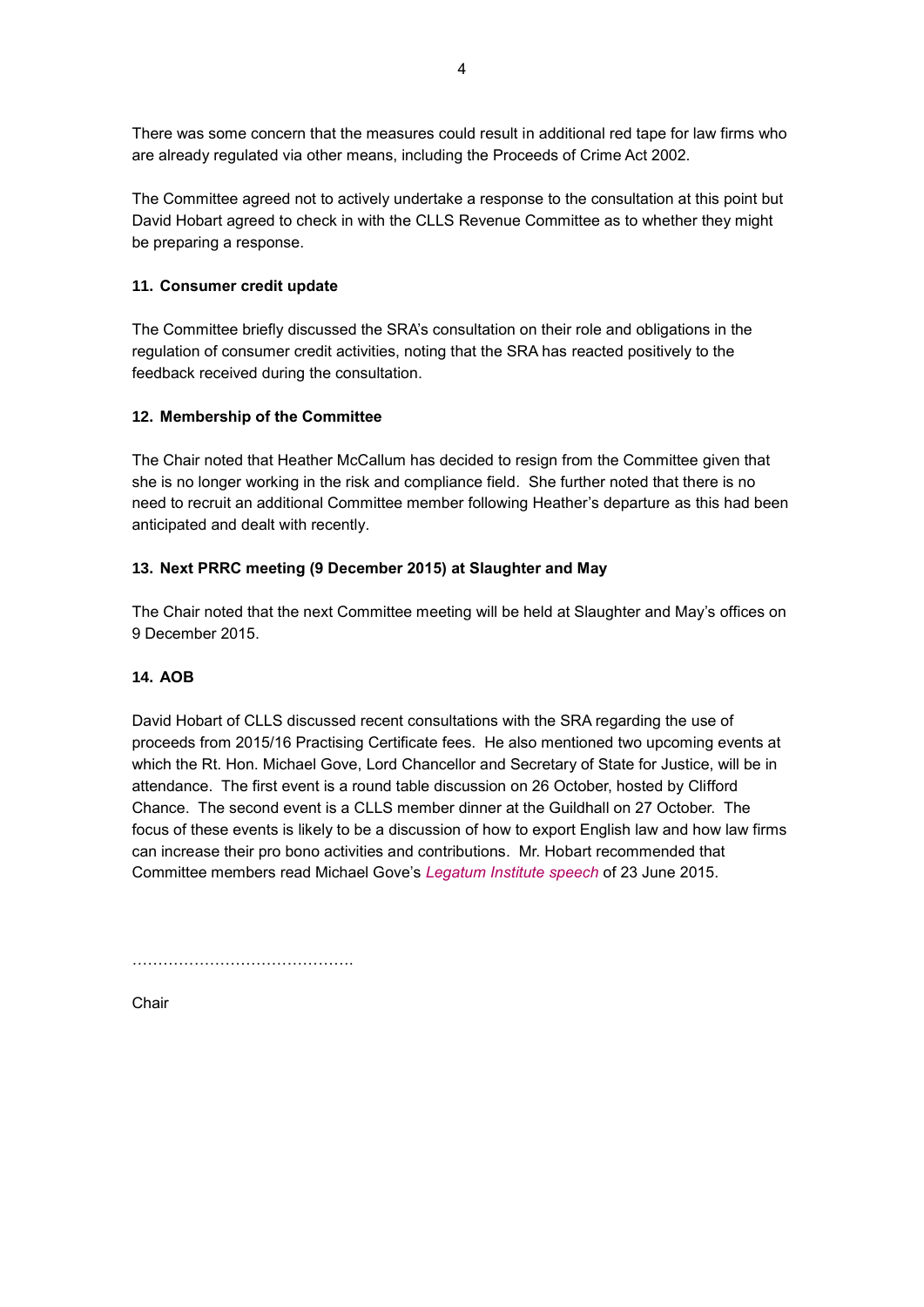There was some concern that the measures could result in additional red tape for law firms who are already regulated via other means, including the Proceeds of Crime Act 2002.

The Committee agreed not to actively undertake a response to the consultation at this point but David Hobart agreed to check in with the CLLS Revenue Committee as to whether they might be preparing a response.

### 11. Consumer credit update

The Committee briefly discussed the SRA's consultation on their role and obligations in the regulation of consumer credit activities, noting that the SRA has reacted positively to the feedback received during the consultation.

### 12. Membership of the Committee

The Chair noted that Heather McCallum has decided to resign from the Committee given that she is no longer working in the risk and compliance field. She further noted that there is no need to recruit an additional Committee member following Heather's departure as this had been anticipated and dealt with recently.

### 13. Next PRRC meeting (9 December 2015) at Slaughter and May

The Chair noted that the next Committee meeting will be held at Slaughter and May's offices on 9 December 2015.

### 14. AOB

David Hobart of CLLS discussed recent consultations with the SRA regarding the use of proceeds from 2015/16 Practising Certificate fees. He also mentioned two upcoming events at which the Rt. Hon. Michael Gove, Lord Chancellor and Secretary of State for Justice, will be in attendance. The first event is a round table discussion on 26 October, hosted by Clifford Chance. The second event is a CLLS member dinner at the Guildhall on 27 October. The focus of these events is likely to be a discussion of how to export English law and how law firms can increase their pro bono activities and contributions. Mr. Hobart recommended that Committee members read Michael Gove's *Legatum Institute speech* of 23 June 2015.

…………………………………….

Chair